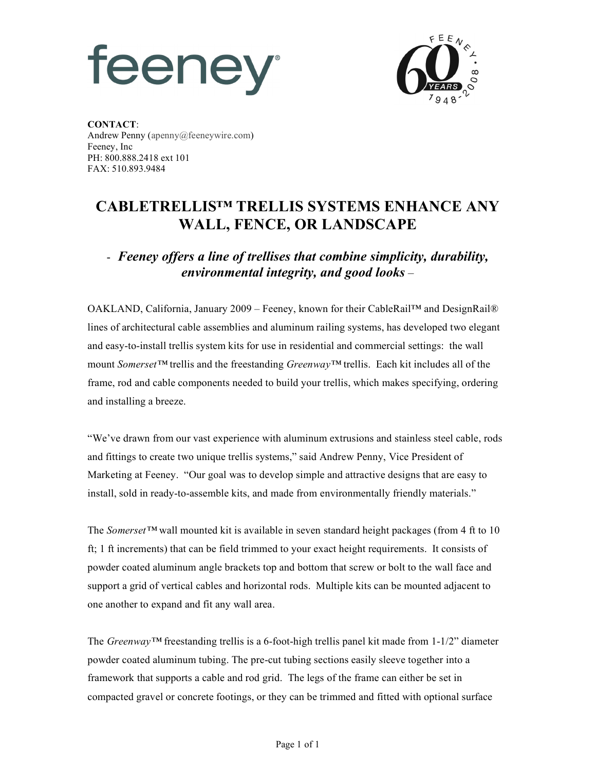feeney®

FEENEY 60 YEARS 1948-2008

**CONTACT**:
Andrew Penny (apenny@feeneywire.com)
Feeney, Inc
PH: 800.888.2418 ext 101
FAX: 510.893.9484

# CABLETRELLIS™ TRELLIS SYSTEMS ENHANCE ANY WALL, FENCE, OR LANDSCAPE

## - *Feeney offers a line of trellises that combine simplicity, durability, environmental integrity, and good looks* –

OAKLAND, California, January 2009 – Feeney, known for their CableRail™ and DesignRail® lines of architectural cable assemblies and aluminum railing systems, has developed two elegant and easy-to-install trellis system kits for use in residential and commercial settings: the wall mount *Somerset*™ trellis and the freestanding *Greenway*™ trellis. Each kit includes all of the frame, rod and cable components needed to build your trellis, which makes specifying, ordering and installing a breeze.

"We've drawn from our vast experience with aluminum extrusions and stainless steel cable, rods and fittings to create two unique trellis systems," said Andrew Penny, Vice President of Marketing at Feeney. "Our goal was to develop simple and attractive designs that are easy to install, sold in ready-to-assemble kits, and made from environmentally friendly materials."

The *Somerset*™ wall mounted kit is available in seven standard height packages (from 4 ft to 10 ft; 1 ft increments) that can be field trimmed to your exact height requirements. It consists of powder coated aluminum angle brackets top and bottom that screw or bolt to the wall face and support a grid of vertical cables and horizontal rods. Multiple kits can be mounted adjacent to one another to expand and fit any wall area.

The *Greenway*™ freestanding trellis is a 6-foot-high trellis panel kit made from 1-1/2" diameter powder coated aluminum tubing. The pre-cut tubing sections easily sleeve together into a framework that supports a cable and rod grid. The legs of the frame can either be set in compacted gravel or concrete footings, or they can be trimmed and fitted with optional surface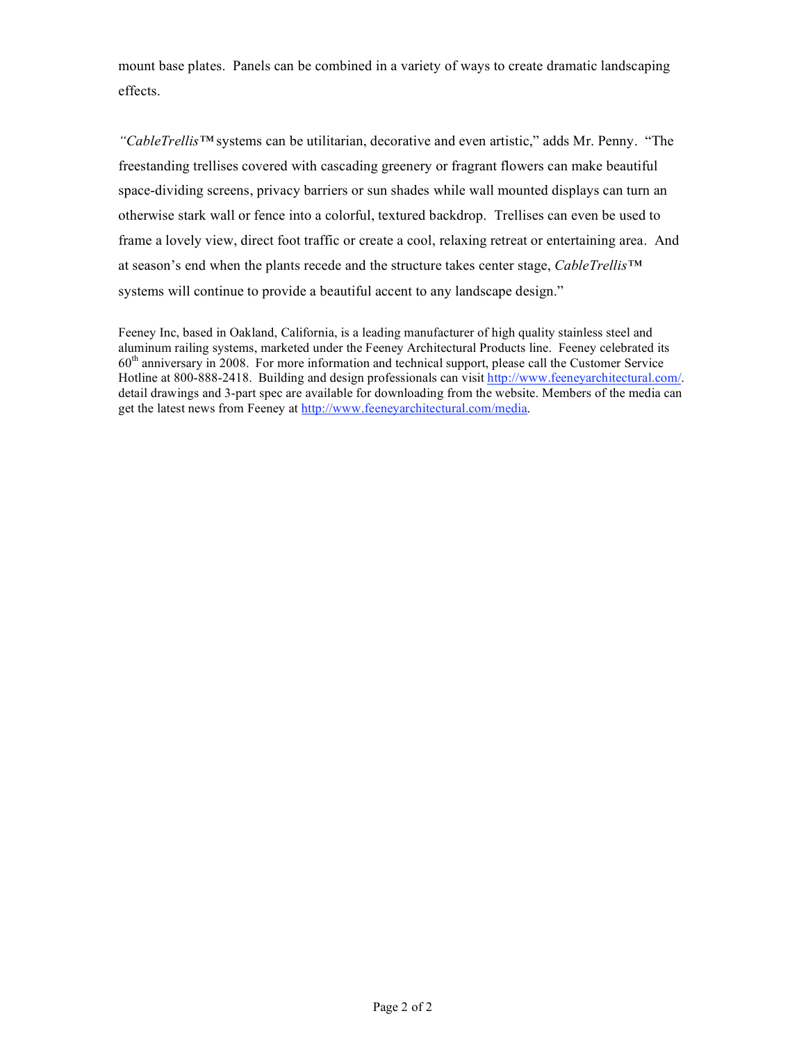mount base plates. Panels can be combined in a variety of ways to create dramatic landscaping effects.

*"CableTrellis™* systems can be utilitarian, decorative and even artistic," adds Mr. Penny. "The freestanding trellises covered with cascading greenery or fragrant flowers can make beautiful space-dividing screens, privacy barriers or sun shades while wall mounted displays can turn an otherwise stark wall or fence into a colorful, textured backdrop. Trellises can even be used to frame a lovely view, direct foot traffic or create a cool, relaxing retreat or entertaining area. And at season's end when the plants recede and the structure takes center stage, *CableTrellis™* systems will continue to provide a beautiful accent to any landscape design."

Feeney Inc, based in Oakland, California, is a leading manufacturer of high quality stainless steel and aluminum railing systems, marketed under the Feeney Architectural Products line. Feeney celebrated its 60th anniversary in 2008. For more information and technical support, please call the Customer Service Hotline at 800-888-2418. Building and design professionals can visit [http://www.feeneyarchitectural.com/](http://www.feeneyarchitectural.com/). detail drawings and 3-part spec are available for downloading from the website. Members of the media can get the latest news from Feeney at [http://www.feeneyarchitectural.com/media](http://www.feeneyarchitectural.com/media).